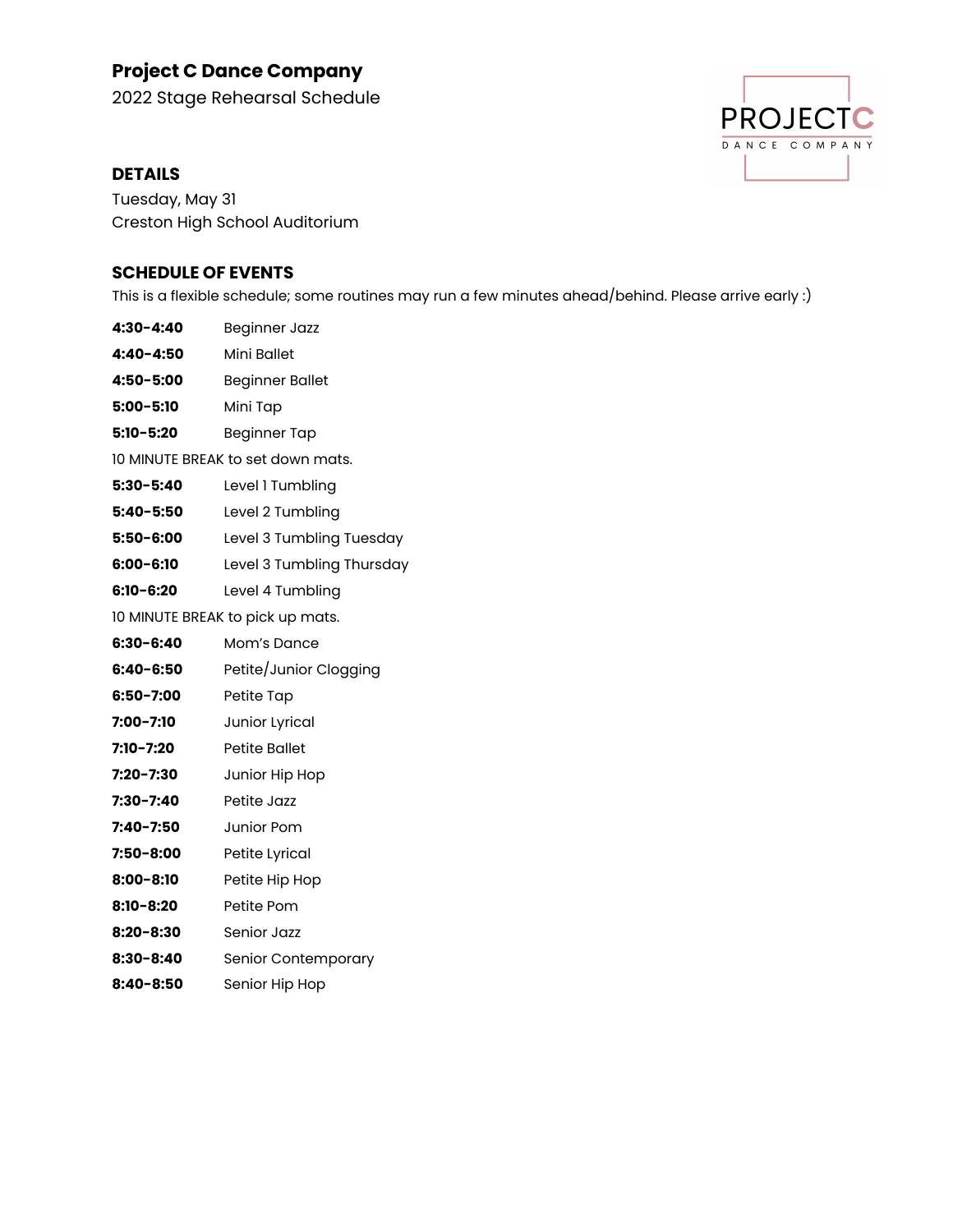# Project C Dance Company

2022 Stage Rehearsal Schedule

## DETAILS

Tuesday, May 31
Creston High School Auditorium

## SCHEDULE OF EVENTS

This is a flexible schedule; some routines may run a few minutes ahead/behind. Please arrive early :)

**4:30-4:40** Beginner Jazz
**4:40-4:50** Mini Ballet
**4:50-5:00** Beginner Ballet
**5:00-5:10** Mini Tap
**5:10-5:20** Beginner Tap

10 MINUTE BREAK to set down mats.

**5:30-5:40** Level 1 Tumbling
**5:40-5:50** Level 2 Tumbling
**5:50-6:00** Level 3 Tumbling Tuesday
**6:00-6:10** Level 3 Tumbling Thursday
**6:10-6:20** Level 4 Tumbling

10 MINUTE BREAK to pick up mats.

**6:30-6:40** Mom's Dance
**6:40-6:50** Petite/Junior Clogging
**6:50-7:00** Petite Tap
**7:00-7:10** Junior Lyrical
**7:10-7:20** Petite Ballet
**7:20-7:30** Junior Hip Hop
**7:30-7:40** Petite Jazz
**7:40-7:50** Junior Pom
**7:50-8:00** Petite Lyrical
**8:00-8:10** Petite Hip Hop
**8:10-8:20** Petite Pom
**8:20-8:30** Senior Jazz
**8:30-8:40** Senior Contemporary
**8:40-8:50** Senior Hip Hop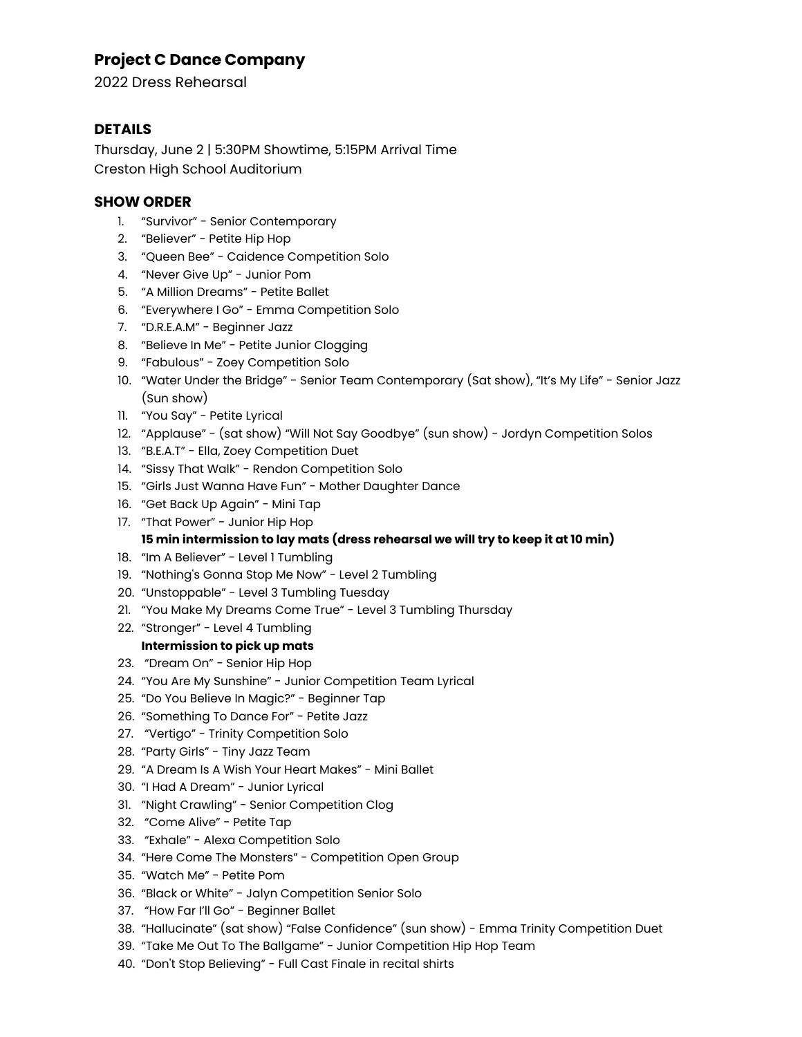## Project C Dance Company

2022 Dress Rehearsal

### DETAILS

Thursday, June 2 | 5:30PM Showtime, 5:15PM Arrival Time
Creston High School Auditorium

### SHOW ORDER

1. "Survivor" - Senior Contemporary
2. "Believer" - Petite Hip Hop
3. "Queen Bee" - Caidence Competition Solo
4. "Never Give Up" - Junior Pom
5. "A Million Dreams" - Petite Ballet
6. "Everywhere I Go" - Emma Competition Solo
7. "D.R.E.A.M" - Beginner Jazz
8. "Believe In Me" - Petite Junior Clogging
9. "Fabulous" - Zoey Competition Solo
10. "Water Under the Bridge" - Senior Team Contemporary (Sat show), "It's My Life" - Senior Jazz (Sun show)
11. "You Say" - Petite Lyrical
12. "Applause" - (sat show) "Will Not Say Goodbye" (sun show) - Jordyn Competition Solos
13. "B.E.A.T" - Ella, Zoey Competition Duet
14. "Sissy That Walk" - Rendon Competition Solo
15. "Girls Just Wanna Have Fun" - Mother Daughter Dance
16. "Get Back Up Again" - Mini Tap
17. "That Power" - Junior Hip Hop

    **15 min intermission to lay mats (dress rehearsal we will try to keep it at 10 min)**

18. "Im A Believer" - Level 1 Tumbling
19. "Nothing's Gonna Stop Me Now" - Level 2 Tumbling
20. "Unstoppable" - Level 3 Tumbling Tuesday
21. "You Make My Dreams Come True" - Level 3 Tumbling Thursday
22. "Stronger" - Level 4 Tumbling

    **Intermission to pick up mats**

23. "Dream On" - Senior Hip Hop
24. "You Are My Sunshine" - Junior Competition Team Lyrical
25. "Do You Believe In Magic?" - Beginner Tap
26. "Something To Dance For" - Petite Jazz
27. "Vertigo" - Trinity Competition Solo
28. "Party Girls" - Tiny Jazz Team
29. "A Dream Is A Wish Your Heart Makes" - Mini Ballet
30. "I Had A Dream" - Junior Lyrical
31. "Night Crawling" - Senior Competition Clog
32. "Come Alive" - Petite Tap
33. "Exhale" - Alexa Competition Solo
34. "Here Come The Monsters" - Competition Open Group
35. "Watch Me" - Petite Pom
36. "Black or White" - Jalyn Competition Senior Solo
37. "How Far I'll Go" - Beginner Ballet
38. "Hallucinate" (sat show) "False Confidence" (sun show) - Emma Trinity Competition Duet
39. "Take Me Out To The Ballgame" - Junior Competition Hip Hop Team
40. "Don't Stop Believing" - Full Cast Finale in recital shirts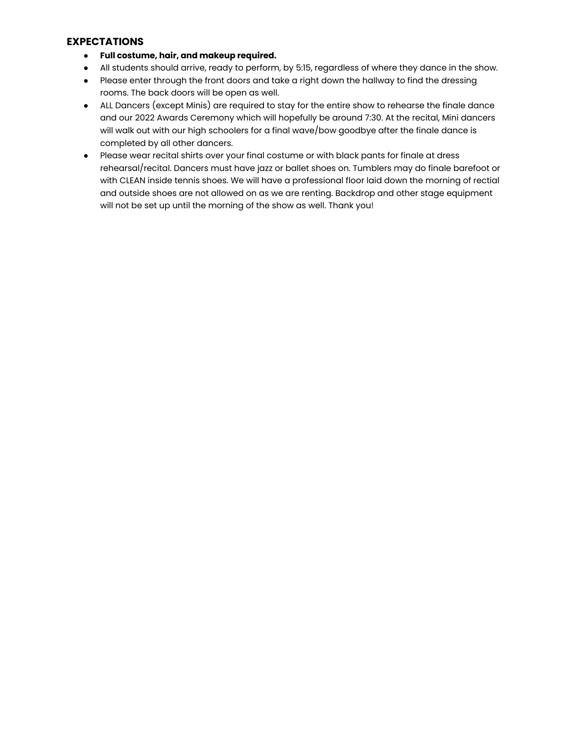## EXPECTATIONS

- **Full costume, hair, and makeup required.**
- All students should arrive, ready to perform, by 5:15, regardless of where they dance in the show.
- Please enter through the front doors and take a right down the hallway to find the dressing rooms. The back doors will be open as well.
- ALL Dancers (except Minis) are required to stay for the entire show to rehearse the finale dance and our 2022 Awards Ceremony which will hopefully be around 7:30. At the recital, Mini dancers will walk out with our high schoolers for a final wave/bow goodbye after the finale dance is completed by all other dancers.
- Please wear recital shirts over your final costume or with black pants for finale at dress rehearsal/recital. Dancers must have jazz or ballet shoes on. Tumblers may do finale barefoot or with CLEAN inside tennis shoes. We will have a professional floor laid down the morning of rectial and outside shoes are not allowed on as we are renting. Backdrop and other stage equipment will not be set up until the morning of the show as well. Thank you!